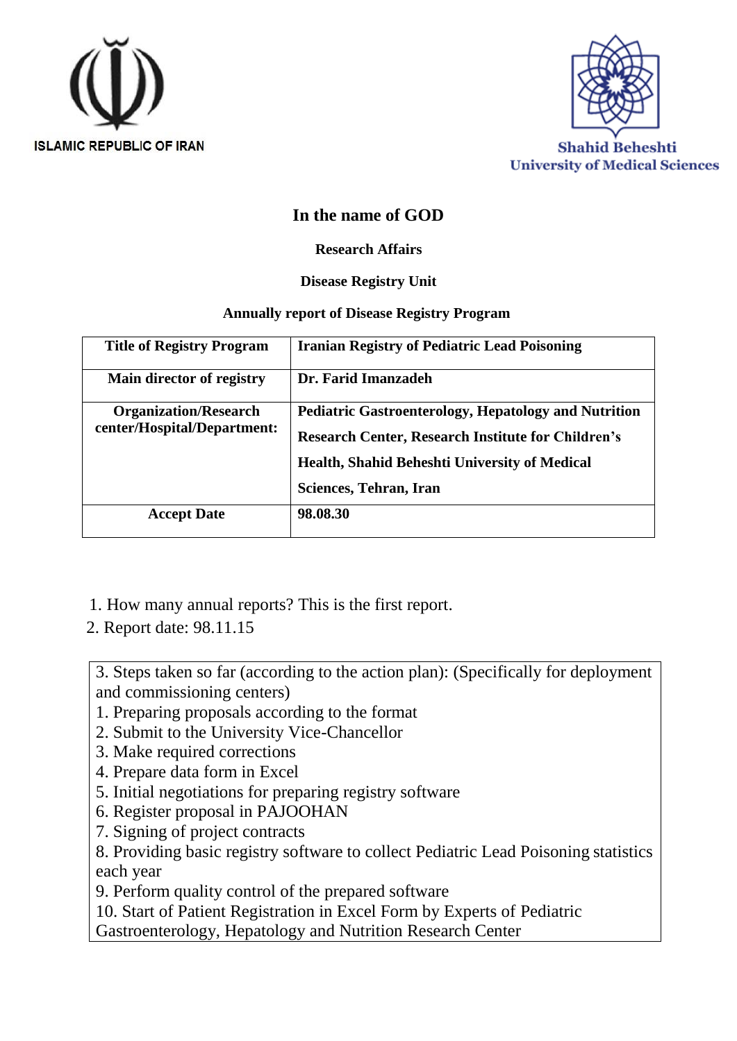ISLAMIC REPUBLIC OF IRAN

Shahid Beheshti University of Medical Sciences

# In the name of GOD

## Research Affairs

## Disease Registry Unit

## Annually report of Disease Registry Program

| Title of Registry Program | Iranian Registry of Pediatric Lead Poisoning |
|---|---|
| Main director of registry | Dr. Farid Imanzadeh |
| Organization/Research center/Hospital/Department: | Pediatric Gastroenterology, Hepatology and Nutrition Research Center, Research Institute for Children's Health, Shahid Beheshti University of Medical Sciences, Tehran, Iran |
| Accept Date | 98.08.30 |

1. How many annual reports? This is the first report.
2. Report date: 98.11.15

3. Steps taken so far (according to the action plan): (Specifically for deployment and commissioning centers)
1. Preparing proposals according to the format
2. Submit to the University Vice-Chancellor
3. Make required corrections
4. Prepare data form in Excel
5. Initial negotiations for preparing registry software
6. Register proposal in PAJOOHAN
7. Signing of project contracts
8. Providing basic registry software to collect Pediatric Lead Poisoning statistics each year
9. Perform quality control of the prepared software
10. Start of Patient Registration in Excel Form by Experts of Pediatric Gastroenterology, Hepatology and Nutrition Research Center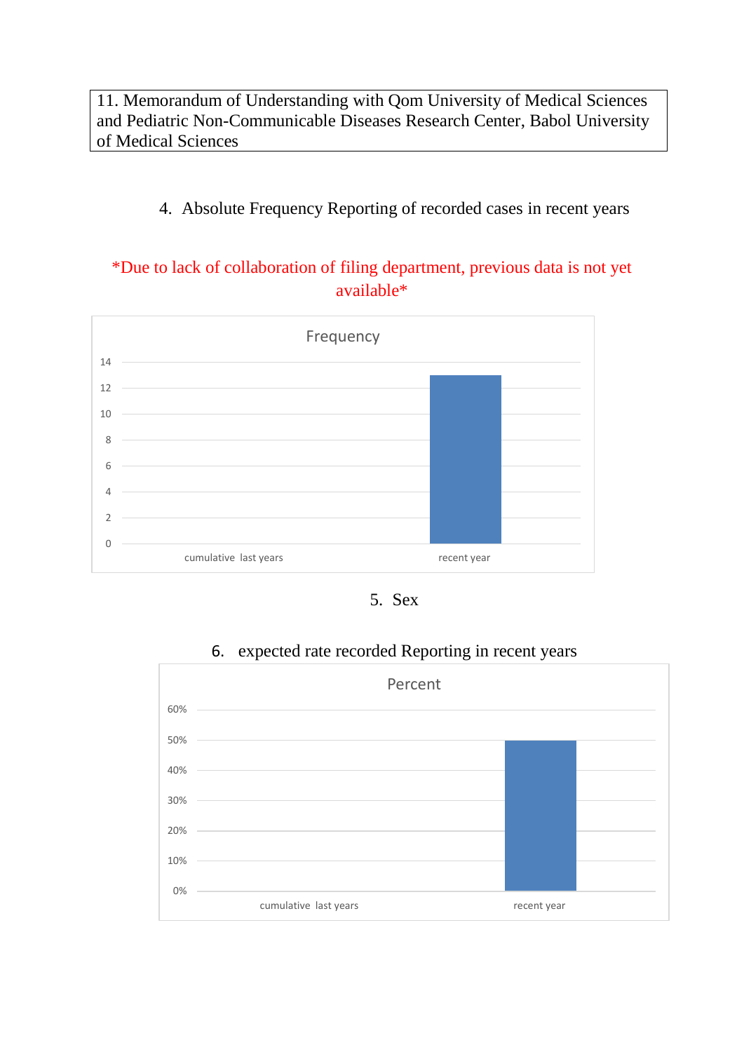| 11. Memorandum of Understanding with Qom University of Medical Sciences and Pediatric Non-Communicable Diseases Research Center, Babol University of Medical Sciences |
|---|

4. Absolute Frequency Reporting of recorded cases in recent years

*Due to lack of collaboration of filing department, previous data is not yet available*

Frequency

| | cumulative last years | recent year |
|---|---|---|
| Frequency | | 13 |

5. Sex

6. expected rate recorded Reporting in recent years

Percent

| | cumulative last years | recent year |
|---|---|---|
| Percent | | 50% |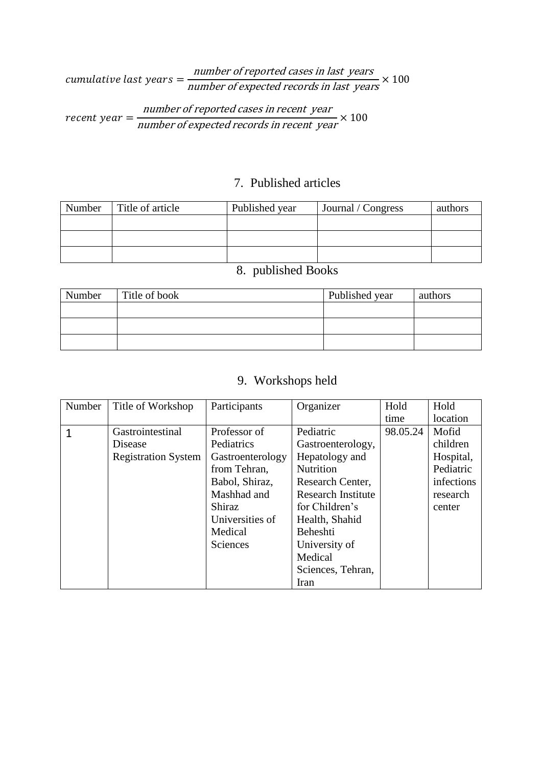$$cumulative\ last\ years = \frac{number\ of\ reported\ cases\ in\ last\ \ years}{number\ of\ expected\ records\ in\ last\ \ years} \times 100$$

$$recent\ year = \frac{number\ of\ reported\ cases\ in\ recent\ \ year}{number\ of\ expected\ records\ in\ recent\ \ year} \times 100$$

## 7. Published articles

| Number | Title of article | Published year | Journal / Congress | authors |
|---|---|---|---|---|
| | | | | |
| | | | | |
| | | | | |

## 8. published Books

| Number | Title of book | Published year | authors |
|---|---|---|---|
| | | | |
| | | | |
| | | | |

## 9. Workshops held

| Number | Title of Workshop | Participants | Organizer | Hold time | Hold location |
|---|---|---|---|---|---|
| 1 | Gastrointestinal Disease Registration System | Professor of Pediatrics Gastroenterology from Tehran, Babol, Shiraz, Mashhad and Shiraz Universities of Medical Sciences | Pediatric Gastroenterology, Hepatology and Nutrition Research Center, Research Institute for Children's Health, Shahid Beheshti University of Medical Sciences, Tehran, Iran | 98.05.24 | Mofid children Hospital, Pediatric infections research center |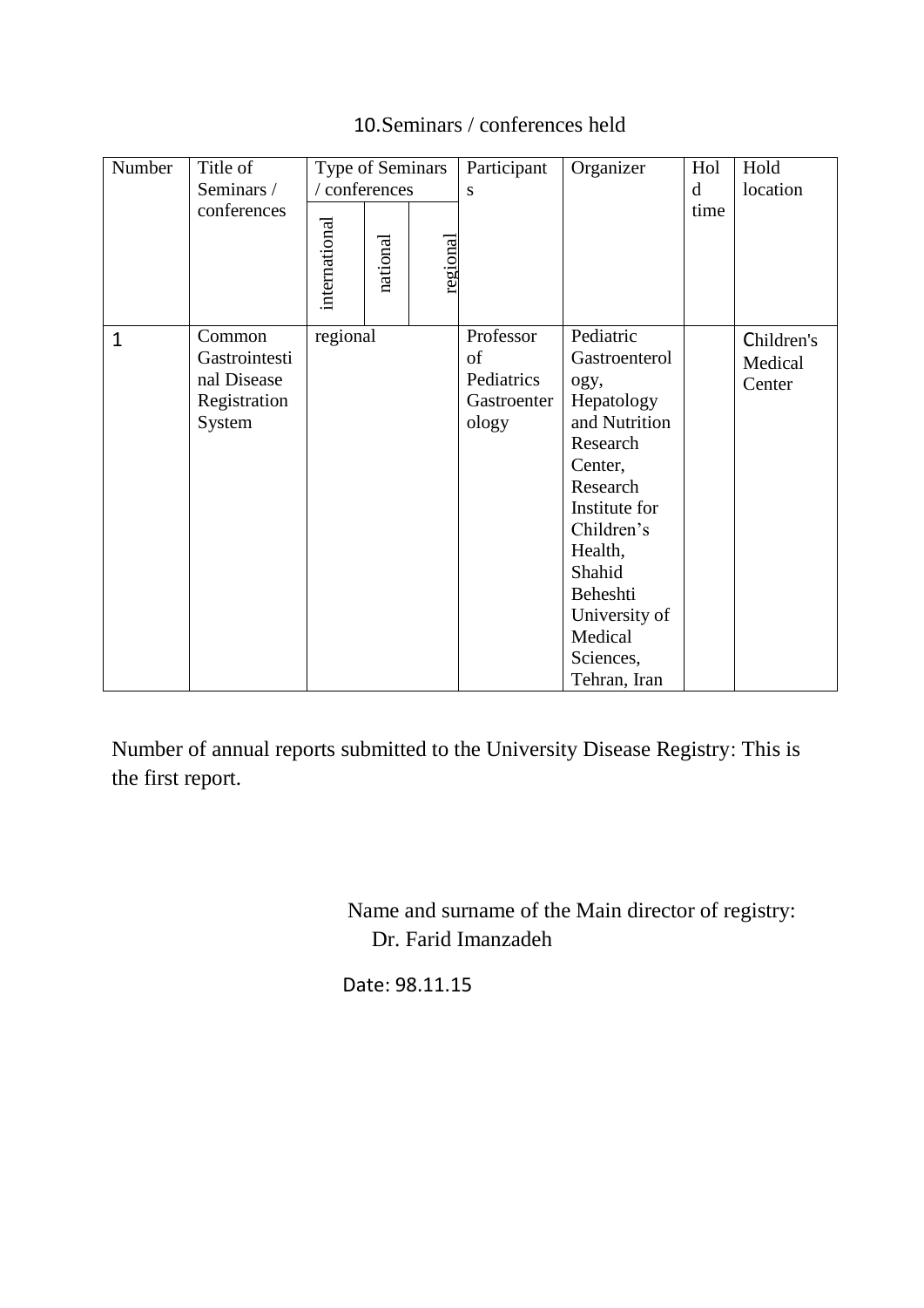## 10.Seminars / conferences held

| Number | Title of Seminars / conferences | Type of Seminars / conferences | | | Participants | Organizer | Hold time | Hold location |
|---|---|---|---|---|---|---|---|---|
| | | international | national | regional | | | | |
| 1 | Common Gastrointestinal Disease Registration System | regional | | | Professor of Pediatrics Gastroenterology | Pediatric Gastroenterology, Hepatology and Nutrition Research Center, Research Institute for Children's Health, Shahid Beheshti University of Medical Sciences, Tehran, Iran | | Children's Medical Center |

Number of annual reports submitted to the University Disease Registry: This is the first report.

Name and surname of the Main director of registry: Dr. Farid Imanzadeh

Date: 98.11.15